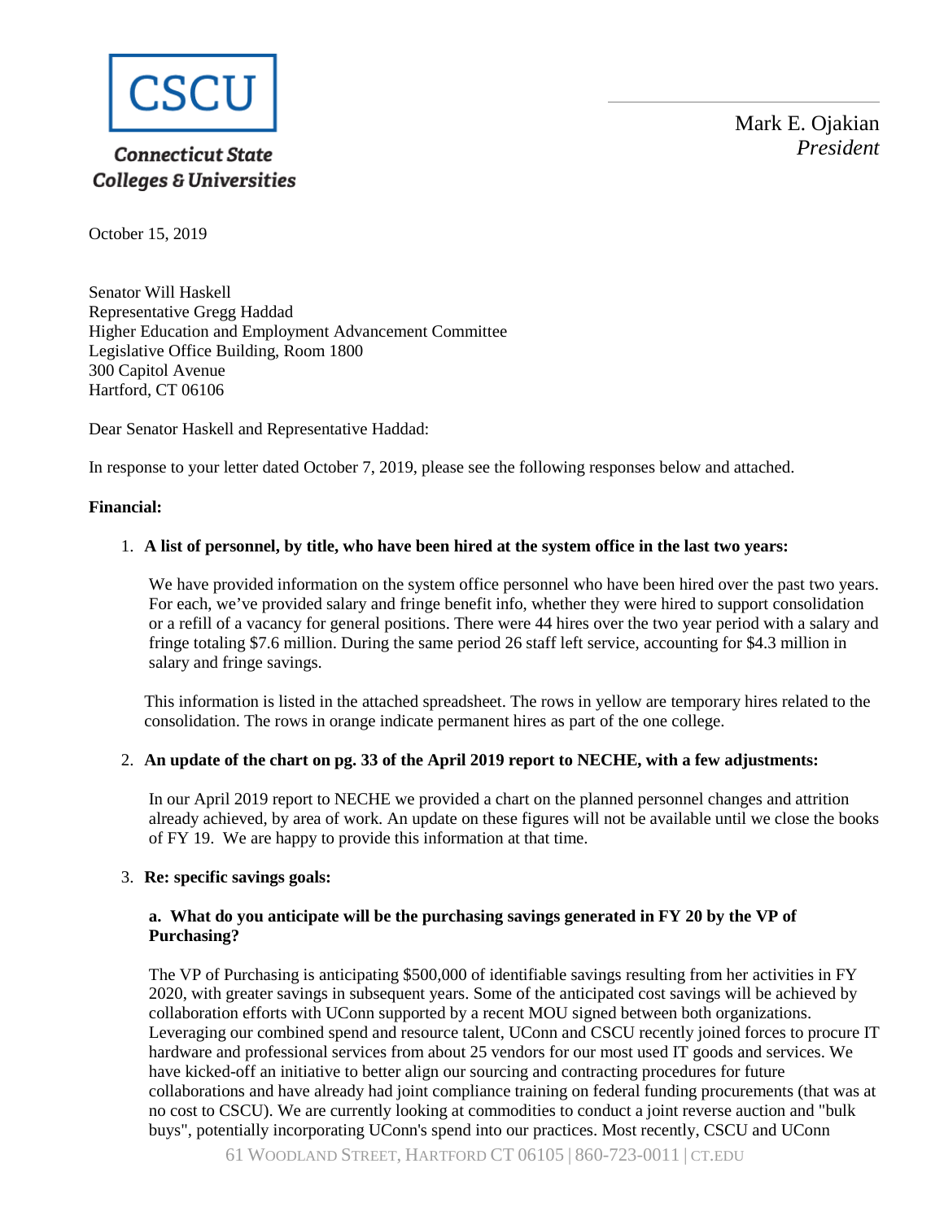CSCU

Connecticut State Colleges & Universities

Mark E. Ojakian
*President*

October 15, 2019

Senator Will Haskell
Representative Gregg Haddad
Higher Education and Employment Advancement Committee
Legislative Office Building, Room 1800
300 Capitol Avenue
Hartford, CT 06106

Dear Senator Haskell and Representative Haddad:

In response to your letter dated October 7, 2019, please see the following responses below and attached.

**Financial:**

1. **A list of personnel, by title, who have been hired at the system office in the last two years:**

   We have provided information on the system office personnel who have been hired over the past two years. For each, we've provided salary and fringe benefit info, whether they were hired to support consolidation or a refill of a vacancy for general positions. There were 44 hires over the two year period with a salary and fringe totaling $7.6 million. During the same period 26 staff left service, accounting for $4.3 million in salary and fringe savings.

   This information is listed in the attached spreadsheet. The rows in yellow are temporary hires related to the consolidation. The rows in orange indicate permanent hires as part of the one college.

2. **An update of the chart on pg. 33 of the April 2019 report to NECHE, with a few adjustments:**

   In our April 2019 report to NECHE we provided a chart on the planned personnel changes and attrition already achieved, by area of work. An update on these figures will not be available until we close the books of FY 19. We are happy to provide this information at that time.

3. **Re: specific savings goals:**

   **a. What do you anticipate will be the purchasing savings generated in FY 20 by the VP of Purchasing?**

   The VP of Purchasing is anticipating $500,000 of identifiable savings resulting from her activities in FY 2020, with greater savings in subsequent years. Some of the anticipated cost savings will be achieved by collaboration efforts with UConn supported by a recent MOU signed between both organizations. Leveraging our combined spend and resource talent, UConn and CSCU recently joined forces to procure IT hardware and professional services from about 25 vendors for our most used IT goods and services. We have kicked-off an initiative to better align our sourcing and contracting procedures for future collaborations and have already had joint compliance training on federal funding procurements (that was at no cost to CSCU). We are currently looking at commodities to conduct a joint reverse auction and "bulk buys", potentially incorporating UConn's spend into our practices. Most recently, CSCU and UConn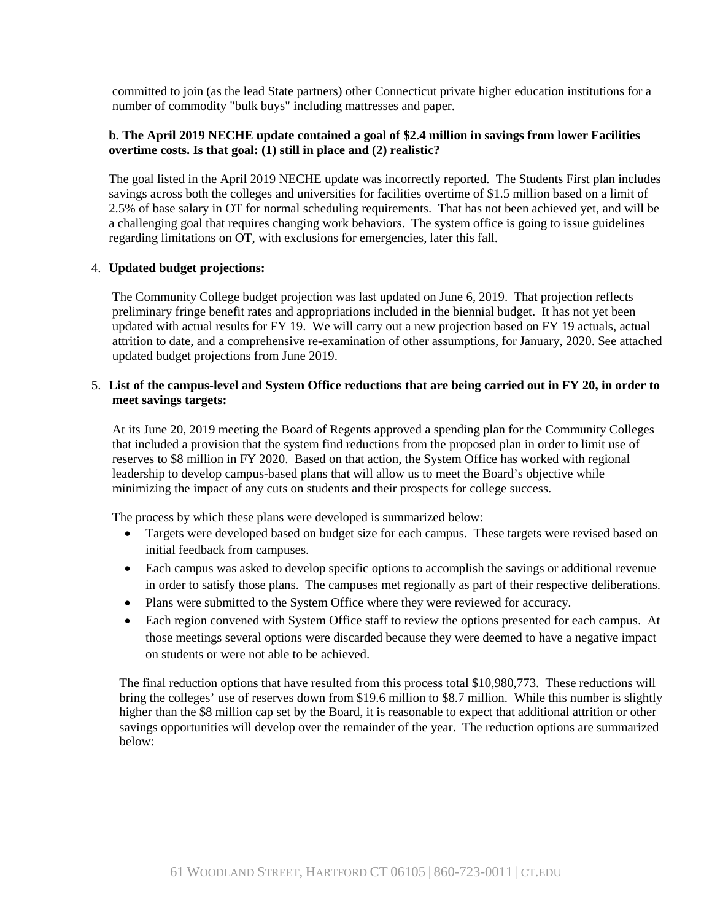committed to join (as the lead State partners) other Connecticut private higher education institutions for a number of commodity "bulk buys" including mattresses and paper.

**b. The April 2019 NECHE update contained a goal of $2.4 million in savings from lower Facilities overtime costs. Is that goal: (1) still in place and (2) realistic?**

The goal listed in the April 2019 NECHE update was incorrectly reported. The Students First plan includes savings across both the colleges and universities for facilities overtime of $1.5 million based on a limit of 2.5% of base salary in OT for normal scheduling requirements. That has not been achieved yet, and will be a challenging goal that requires changing work behaviors. The system office is going to issue guidelines regarding limitations on OT, with exclusions for emergencies, later this fall.

4. **Updated budget projections:**

The Community College budget projection was last updated on June 6, 2019. That projection reflects preliminary fringe benefit rates and appropriations included in the biennial budget. It has not yet been updated with actual results for FY 19. We will carry out a new projection based on FY 19 actuals, actual attrition to date, and a comprehensive re-examination of other assumptions, for January, 2020. See attached updated budget projections from June 2019.

5. **List of the campus-level and System Office reductions that are being carried out in FY 20, in order to meet savings targets:**

At its June 20, 2019 meeting the Board of Regents approved a spending plan for the Community Colleges that included a provision that the system find reductions from the proposed plan in order to limit use of reserves to $8 million in FY 2020. Based on that action, the System Office has worked with regional leadership to develop campus-based plans that will allow us to meet the Board's objective while minimizing the impact of any cuts on students and their prospects for college success.

The process by which these plans were developed is summarized below:

- Targets were developed based on budget size for each campus. These targets were revised based on initial feedback from campuses.
- Each campus was asked to develop specific options to accomplish the savings or additional revenue in order to satisfy those plans. The campuses met regionally as part of their respective deliberations.
- Plans were submitted to the System Office where they were reviewed for accuracy.
- Each region convened with System Office staff to review the options presented for each campus. At those meetings several options were discarded because they were deemed to have a negative impact on students or were not able to be achieved.

The final reduction options that have resulted from this process total $10,980,773. These reductions will bring the colleges' use of reserves down from $19.6 million to $8.7 million. While this number is slightly higher than the $8 million cap set by the Board, it is reasonable to expect that additional attrition or other savings opportunities will develop over the remainder of the year. The reduction options are summarized below: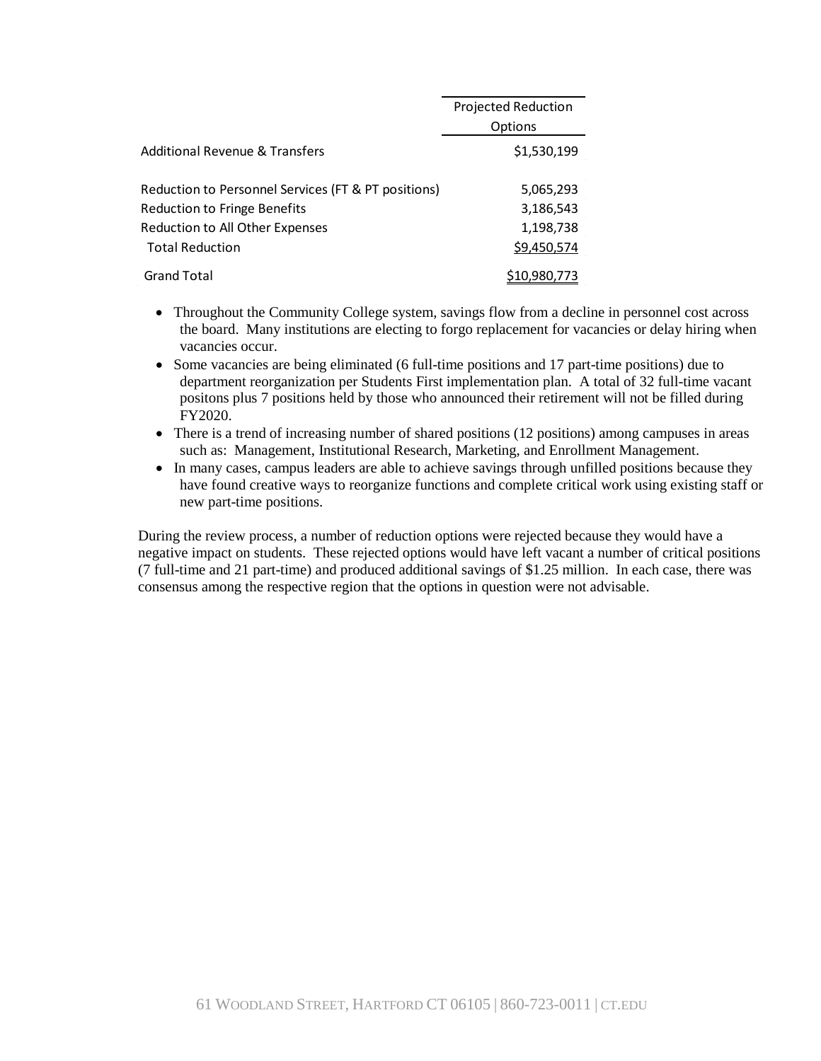| | Projected Reduction Options |
|---|---|
| Additional Revenue & Transfers | $1,530,199 |
| Reduction to Personnel Services (FT & PT positions) | 5,065,293 |
| Reduction to Fringe Benefits | 3,186,543 |
| Reduction to All Other Expenses | 1,198,738 |
| Total Reduction | $9,450,574 |
| Grand Total | $10,980,773 |

- Throughout the Community College system, savings flow from a decline in personnel cost across the board. Many institutions are electing to forgo replacement for vacancies or delay hiring when vacancies occur.
- Some vacancies are being eliminated (6 full-time positions and 17 part-time positions) due to department reorganization per Students First implementation plan. A total of 32 full-time vacant positons plus 7 positions held by those who announced their retirement will not be filled during FY2020.
- There is a trend of increasing number of shared positions (12 positions) among campuses in areas such as: Management, Institutional Research, Marketing, and Enrollment Management.
- In many cases, campus leaders are able to achieve savings through unfilled positions because they have found creative ways to reorganize functions and complete critical work using existing staff or new part-time positions.

During the review process, a number of reduction options were rejected because they would have a negative impact on students. These rejected options would have left vacant a number of critical positions (7 full-time and 21 part-time) and produced additional savings of $1.25 million. In each case, there was consensus among the respective region that the options in question were not advisable.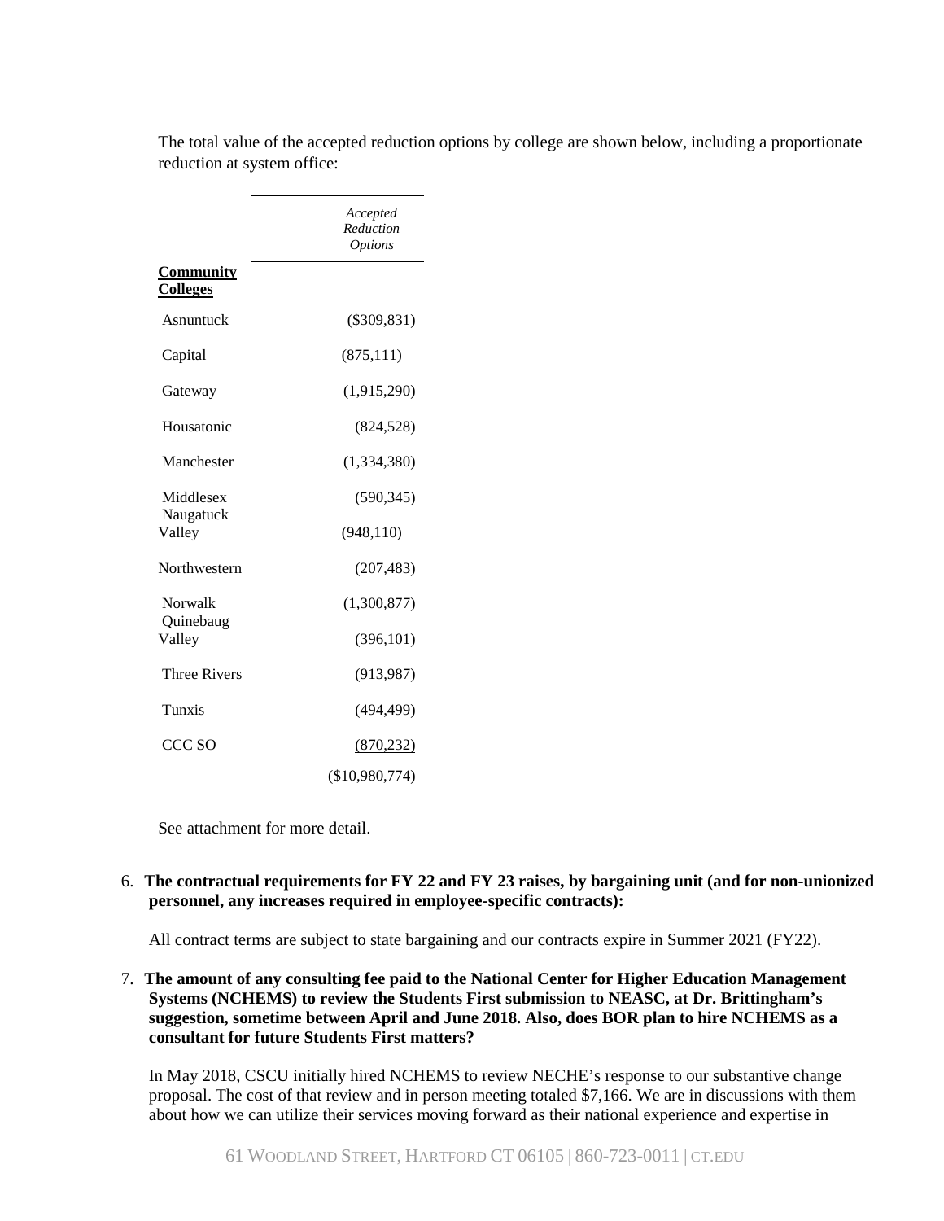The total value of the accepted reduction options by college are shown below, including a proportionate reduction at system office:

| | *Accepted Reduction Options* |
|---|---|
| **<u>Community Colleges</u>** | |
| Asnuntuck | ($309,831) |
| Capital | (875,111) |
| Gateway | (1,915,290) |
| Housatonic | (824,528) |
| Manchester | (1,334,380) |
| Middlesex | (590,345) |
| Naugatuck Valley | (948,110) |
| Northwestern | (207,483) |
| Norwalk | (1,300,877) |
| Quinebaug Valley | (396,101) |
| Three Rivers | (913,987) |
| Tunxis | (494,499) |
| CCC SO | (870,232) |
| | ($10,980,774) |

See attachment for more detail.

6. **The contractual requirements for FY 22 and FY 23 raises, by bargaining unit (and for non-unionized personnel, any increases required in employee-specific contracts):**

   All contract terms are subject to state bargaining and our contracts expire in Summer 2021 (FY22).

7. **The amount of any consulting fee paid to the National Center for Higher Education Management Systems (NCHEMS) to review the Students First submission to NEASC, at Dr. Brittingham's suggestion, sometime between April and June 2018. Also, does BOR plan to hire NCHEMS as a consultant for future Students First matters?**

   In May 2018, CSCU initially hired NCHEMS to review NECHE's response to our substantive change proposal. The cost of that review and in person meeting totaled $7,166. We are in discussions with them about how we can utilize their services moving forward as their national experience and expertise in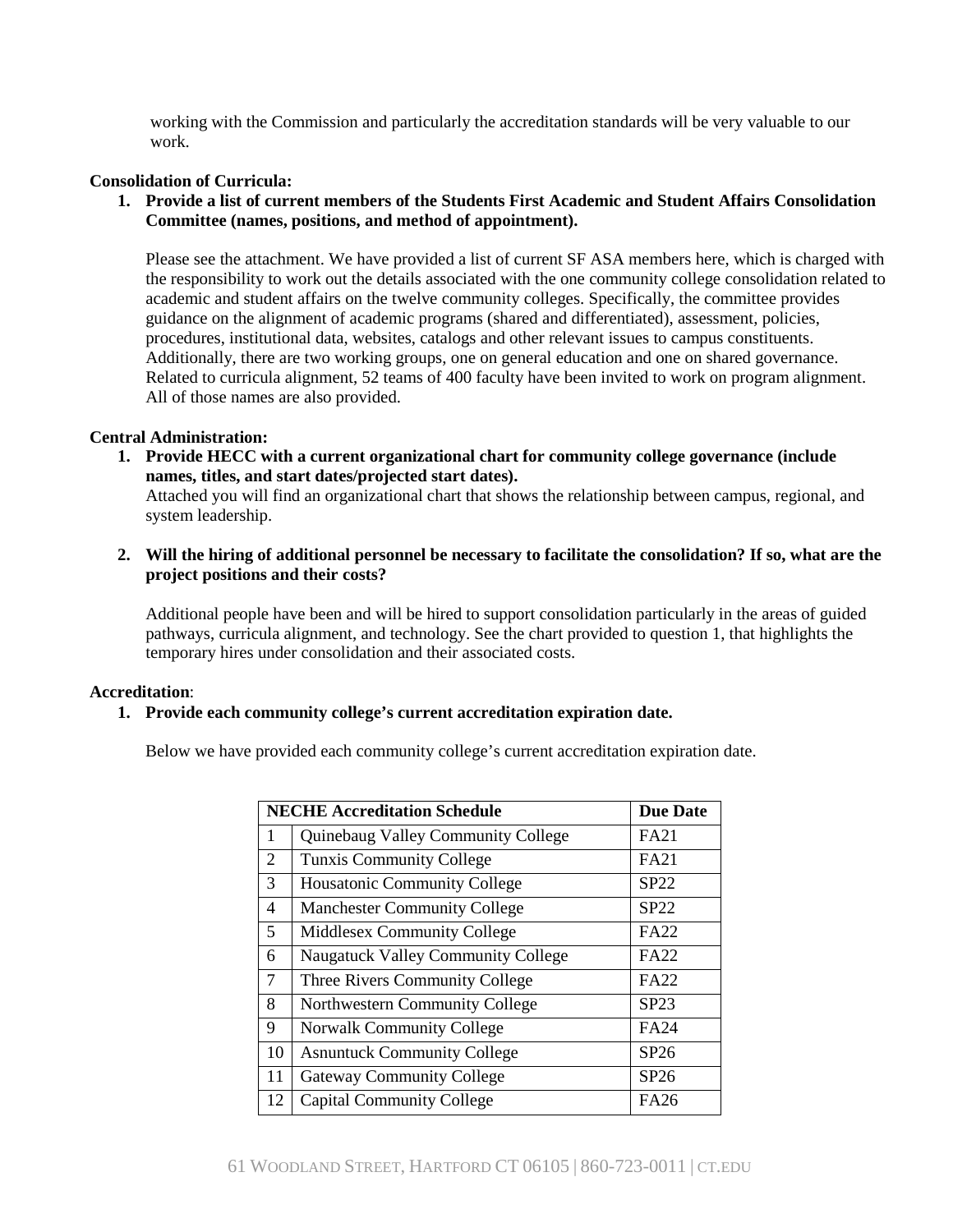working with the Commission and particularly the accreditation standards will be very valuable to our work.

**Consolidation of Curricula:**

1. **Provide a list of current members of the Students First Academic and Student Affairs Consolidation Committee (names, positions, and method of appointment).**

   Please see the attachment. We have provided a list of current SF ASA members here, which is charged with the responsibility to work out the details associated with the one community college consolidation related to academic and student affairs on the twelve community colleges. Specifically, the committee provides guidance on the alignment of academic programs (shared and differentiated), assessment, policies, procedures, institutional data, websites, catalogs and other relevant issues to campus constituents. Additionally, there are two working groups, one on general education and one on shared governance. Related to curricula alignment, 52 teams of 400 faculty have been invited to work on program alignment. All of those names are also provided.

**Central Administration:**

1. **Provide HECC with a current organizational chart for community college governance (include names, titles, and start dates/projected start dates).**
   Attached you will find an organizational chart that shows the relationship between campus, regional, and system leadership.

2. **Will the hiring of additional personnel be necessary to facilitate the consolidation? If so, what are the project positions and their costs?**

   Additional people have been and will be hired to support consolidation particularly in the areas of guided pathways, curricula alignment, and technology. See the chart provided to question 1, that highlights the temporary hires under consolidation and their associated costs.

**Accreditation**:

1. **Provide each community college's current accreditation expiration date.**

   Below we have provided each community college's current accreditation expiration date.

| **NECHE Accreditation Schedule** | | **Due Date** |
|---|---|---|
| 1 | Quinebaug Valley Community College | FA21 |
| 2 | Tunxis Community College | FA21 |
| 3 | Housatonic Community College | SP22 |
| 4 | Manchester Community College | SP22 |
| 5 | Middlesex Community College | FA22 |
| 6 | Naugatuck Valley Community College | FA22 |
| 7 | Three Rivers Community College | FA22 |
| 8 | Northwestern Community College | SP23 |
| 9 | Norwalk Community College | FA24 |
| 10 | Asnuntuck Community College | SP26 |
| 11 | Gateway Community College | SP26 |
| 12 | Capital Community College | FA26 |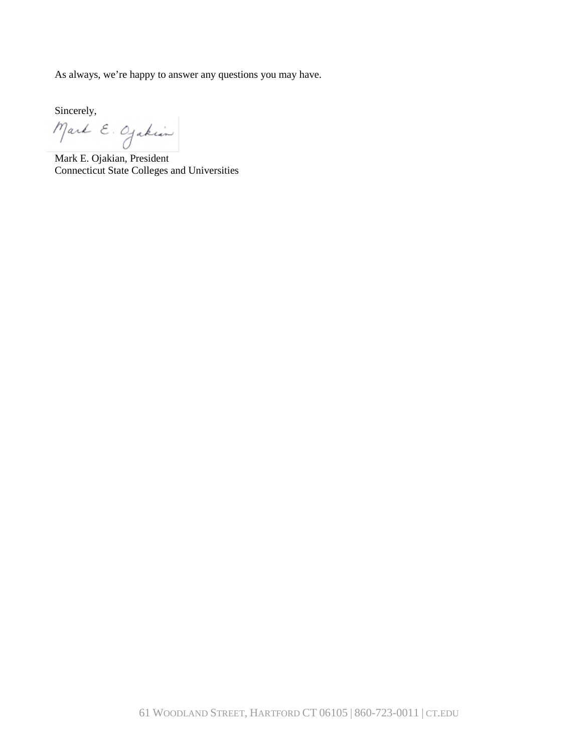As always, we're happy to answer any questions you may have.

Sincerely,

Mark E. Ojakian, President
Connecticut State Colleges and Universities

61 Woodland Street, Hartford CT 06105 | 860-723-0011 | ct.edu